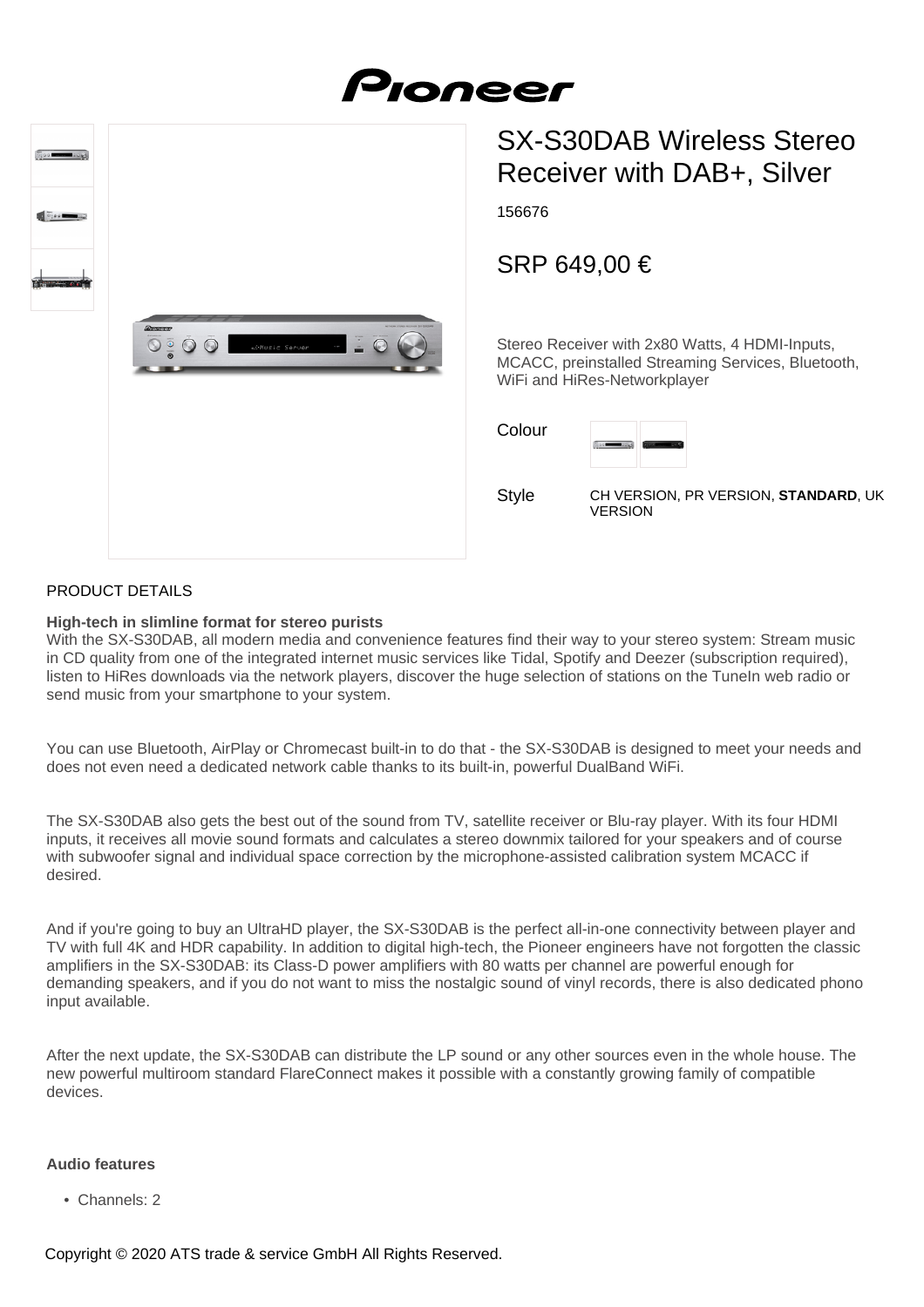Pioneer

# SX-S30DAB Wireless Stereo Receiver with DAB+, Silver

156676

SRP 649,00 €

Stereo Receiver with 2x80 Watts, 4 HDMI-Inputs, MCACC, preinstalled Streaming Services, Bluetooth, WiFi and HiRes-Networkplayer

Colour

Style: CH VERSION, PR VERSION, **STANDARD**, UK VERSION

## PRODUCT DETAILS

**High-tech in slimline format for stereo purists**
With the SX-S30DAB, all modern media and convenience features find their way to your stereo system: Stream music in CD quality from one of the integrated internet music services like Tidal, Spotify and Deezer (subscription required), listen to HiRes downloads via the network players, discover the huge selection of stations on the TuneIn web radio or send music from your smartphone to your system.

You can use Bluetooth, AirPlay or Chromecast built-in to do that - the SX-S30DAB is designed to meet your needs and does not even need a dedicated network cable thanks to its built-in, powerful DualBand WiFi.

The SX-S30DAB also gets the best out of the sound from TV, satellite receiver or Blu-ray player. With its four HDMI inputs, it receives all movie sound formats and calculates a stereo downmix tailored for your speakers and of course with subwoofer signal and individual space correction by the microphone-assisted calibration system MCACC if desired.

And if you're going to buy an UltraHD player, the SX-S30DAB is the perfect all-in-one connectivity between player and TV with full 4K and HDR capability. In addition to digital high-tech, the Pioneer engineers have not forgotten the classic amplifiers in the SX-S30DAB: its Class-D power amplifiers with 80 watts per channel are powerful enough for demanding speakers, and if you do not want to miss the nostalgic sound of vinyl records, there is also dedicated phono input available.

After the next update, the SX-S30DAB can distribute the LP sound or any other sources even in the whole house. The new powerful multiroom standard FlareConnect makes it possible with a constantly growing family of compatible devices.

**Audio features**

- Channels: 2

Copyright © 2020 ATS trade & service GmbH All Rights Reserved.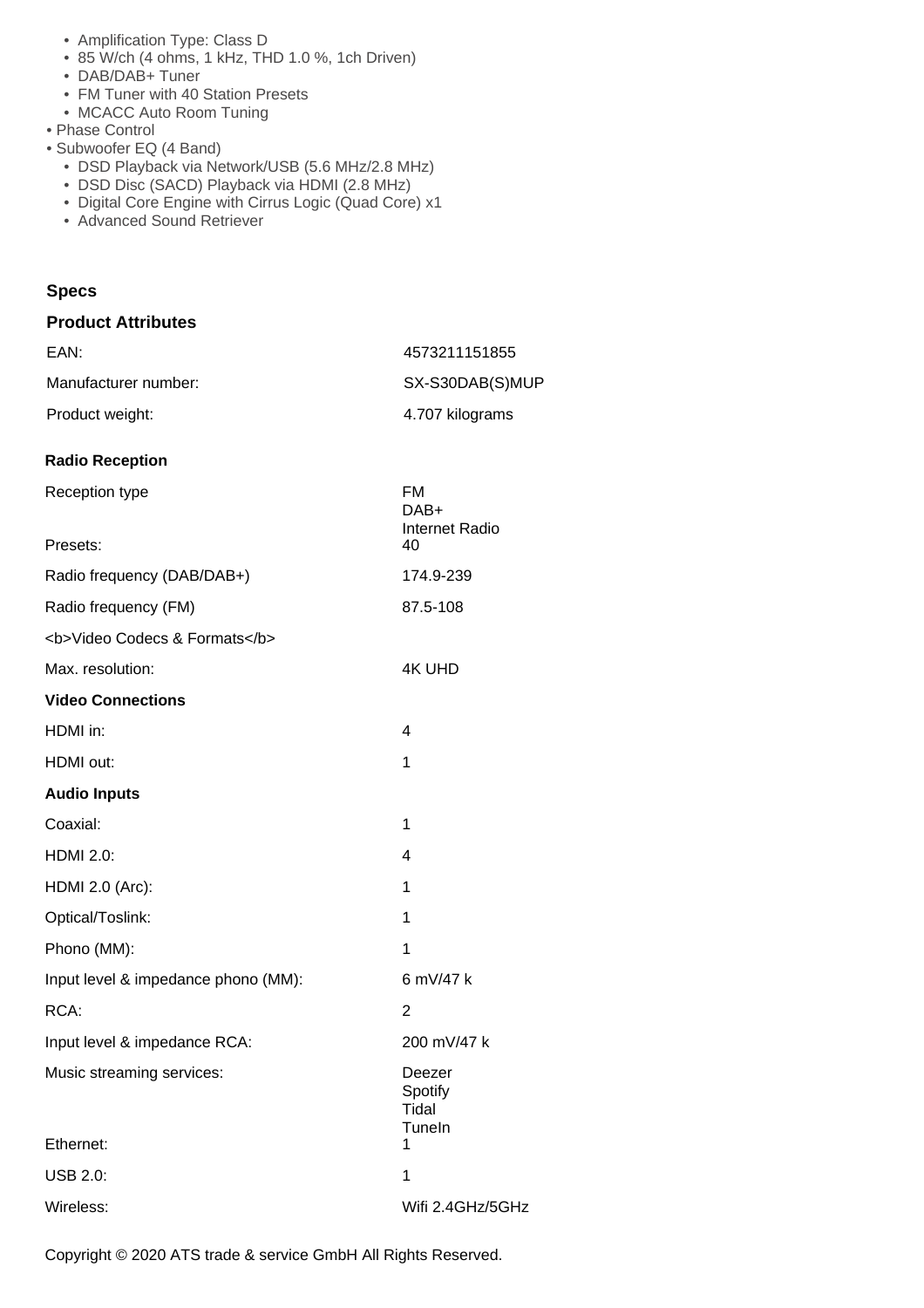- Amplification Type: Class D
- 85 W/ch (4 ohms, 1 kHz, THD 1.0 %, 1ch Driven)
- DAB/DAB+ Tuner
- FM Tuner with 40 Station Presets
- MCACC Auto Room Tuning
- Phase Control
- Subwoofer EQ (4 Band)
- DSD Playback via Network/USB (5.6 MHz/2.8 MHz)
- DSD Disc (SACD) Playback via HDMI (2.8 MHz)
- Digital Core Engine with Cirrus Logic (Quad Core) x1
- Advanced Sound Retriever

## Specs

### Product Attributes

| | |
|---|---|
| EAN: | 4573211151855 |
| Manufacturer number: | SX-S30DAB(S)MUP |
| Product weight: | 4.707 kilograms |

### Radio Reception

| | |
|---|---|
| Reception type | FM<br>DAB+<br>Internet Radio |
| Presets: | 40 |
| Radio frequency (DAB/DAB+) | 174.9-239 |
| Radio frequency (FM) | 87.5-108 |
| <b>Video Codecs & Formats</b> | |
| Max. resolution: | 4K UHD |

### Video Connections

| | |
|---|---|
| HDMI in: | 4 |
| HDMI out: | 1 |

### Audio Inputs

| | |
|---|---|
| Coaxial: | 1 |
| HDMI 2.0: | 4 |
| HDMI 2.0 (Arc): | 1 |
| Optical/Toslink: | 1 |
| Phono (MM): | 1 |
| Input level & impedance phono (MM): | 6 mV/47 k |
| RCA: | 2 |
| Input level & impedance RCA: | 200 mV/47 k |
| Music streaming services: | Deezer<br>Spotify<br>Tidal<br>TuneIn |
| Ethernet: | 1 |
| USB 2.0: | 1 |
| Wireless: | Wifi 2.4GHz/5GHz |

Copyright © 2020 ATS trade & service GmbH All Rights Reserved.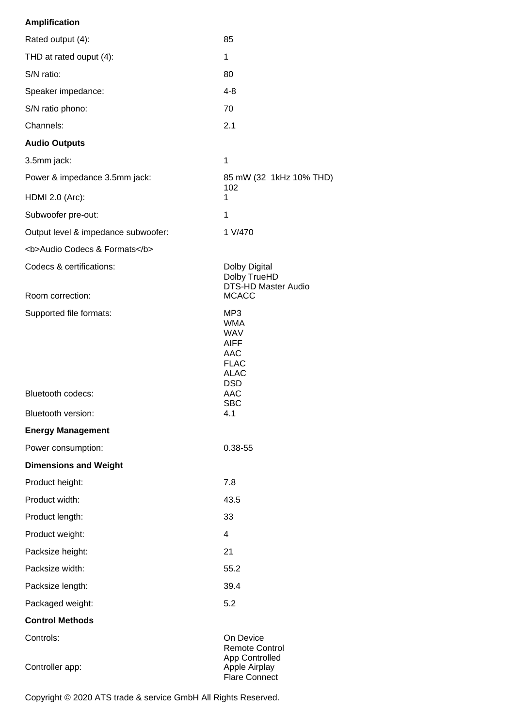**Amplification**

| | |
|---|---|
| Rated output (4): | 85 |
| THD at rated ouput (4): | 1 |
| S/N ratio: | 80 |
| Speaker impedance: | 4-8 |
| S/N ratio phono: | 70 |
| Channels: | 2.1 |

**Audio Outputs**

| | |
|---|---|
| 3.5mm jack: | 1 |
| Power & impedance 3.5mm jack: | 85 mW (32  1kHz 10% THD) 102 |
| HDMI 2.0 (Arc): | 1 |
| Subwoofer pre-out: | 1 |
| Output level & impedance subwoofer: | 1 V/470 |

<b>Audio Codecs & Formats</b>

| | |
|---|---|
| Codecs & certifications: | Dolby Digital<br>Dolby TrueHD<br>DTS-HD Master Audio |
| Room correction: | MCACC |
| Supported file formats: | MP3<br>WMA<br>WAV<br>AIFF<br>AAC<br>FLAC<br>ALAC<br>DSD |
| Bluetooth codecs: | AAC<br>SBC |
| Bluetooth version: | 4.1 |

**Energy Management**

| | |
|---|---|
| Power consumption: | 0.38-55 |

**Dimensions and Weight**

| | |
|---|---|
| Product height: | 7.8 |
| Product width: | 43.5 |
| Product length: | 33 |
| Product weight: | 4 |
| Packsize height: | 21 |
| Packsize width: | 55.2 |
| Packsize length: | 39.4 |
| Packaged weight: | 5.2 |

**Control Methods**

| | |
|---|---|
| Controls: | On Device<br>Remote Control<br>App Controlled |
| Controller app: | Apple Airplay<br>Flare Connect |

Copyright © 2020 ATS trade & service GmbH All Rights Reserved.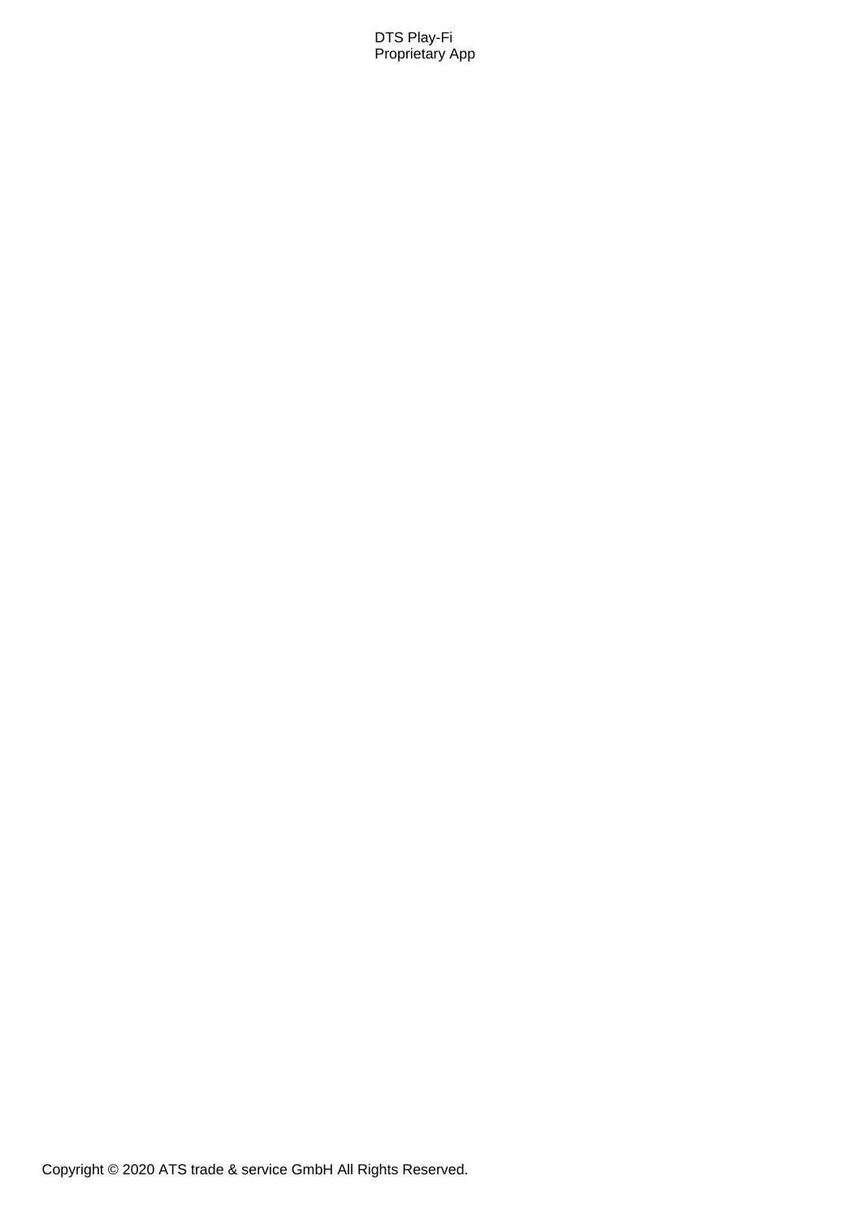DTS Play-Fi
Proprietary App

Copyright © 2020 ATS trade & service GmbH All Rights Reserved.